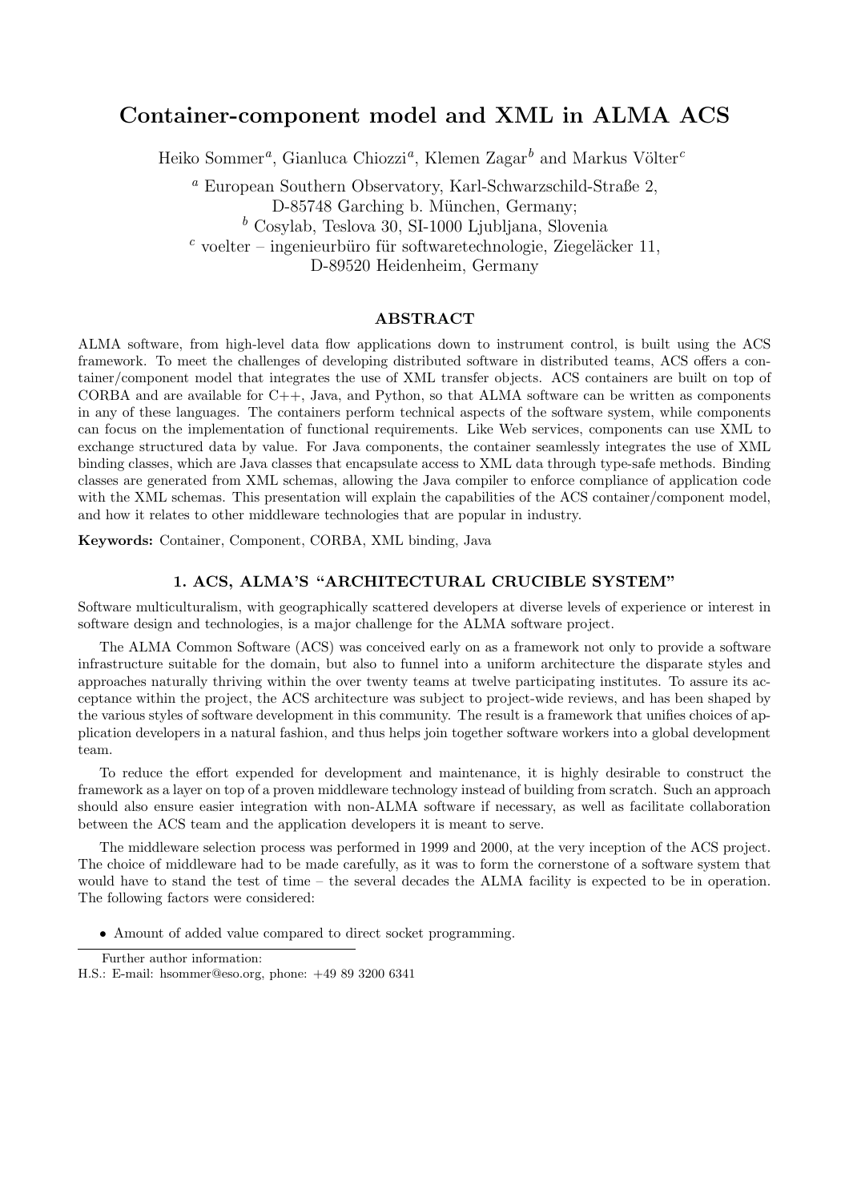# Container-component model and XML in ALMA ACS

Heiko Sommer[a], Gianluca Chiozzi[a], Klemen Zagar[b] and Markus Völter[c]

[a] European Southern Observatory, Karl-Schwarzschild-Straße 2, D-85748 Garching b. München, Germany;
[b] Cosylab, Teslova 30, SI-1000 Ljubljana, Slovenia
[c] voelter – ingenieurbüro für softwaretechnologie, Ziegeläcker 11, D-89520 Heidenheim, Germany

## ABSTRACT

ALMA software, from high-level data flow applications down to instrument control, is built using the ACS framework. To meet the challenges of developing distributed software in distributed teams, ACS offers a container/component model that integrates the use of XML transfer objects. ACS containers are built on top of CORBA and are available for C++, Java, and Python, so that ALMA software can be written as components in any of these languages. The containers perform technical aspects of the software system, while components can focus on the implementation of functional requirements. Like Web services, components can use XML to exchange structured data by value. For Java components, the container seamlessly integrates the use of XML binding classes, which are Java classes that encapsulate access to XML data through type-safe methods. Binding classes are generated from XML schemas, allowing the Java compiler to enforce compliance of application code with the XML schemas. This presentation will explain the capabilities of the ACS container/component model, and how it relates to other middleware technologies that are popular in industry.

**Keywords:** Container, Component, CORBA, XML binding, Java

## 1. ACS, ALMA'S "ARCHITECTURAL CRUCIBLE SYSTEM"

Software multiculturalism, with geographically scattered developers at diverse levels of experience or interest in software design and technologies, is a major challenge for the ALMA software project.

The ALMA Common Software (ACS) was conceived early on as a framework not only to provide a software infrastructure suitable for the domain, but also to funnel into a uniform architecture the disparate styles and approaches naturally thriving within the over twenty teams at twelve participating institutes. To assure its acceptance within the project, the ACS architecture was subject to project-wide reviews, and has been shaped by the various styles of software development in this community. The result is a framework that unifies choices of application developers in a natural fashion, and thus helps join together software workers into a global development team.

To reduce the effort expended for development and maintenance, it is highly desirable to construct the framework as a layer on top of a proven middleware technology instead of building from scratch. Such an approach should also ensure easier integration with non-ALMA software if necessary, as well as facilitate collaboration between the ACS team and the application developers it is meant to serve.

The middleware selection process was performed in 1999 and 2000, at the very inception of the ACS project. The choice of middleware had to be made carefully, as it was to form the cornerstone of a software system that would have to stand the test of time – the several decades the ALMA facility is expected to be in operation. The following factors were considered:

- Amount of added value compared to direct socket programming.

Further author information:
H.S.: E-mail: hsommer@eso.org, phone: +49 89 3200 6341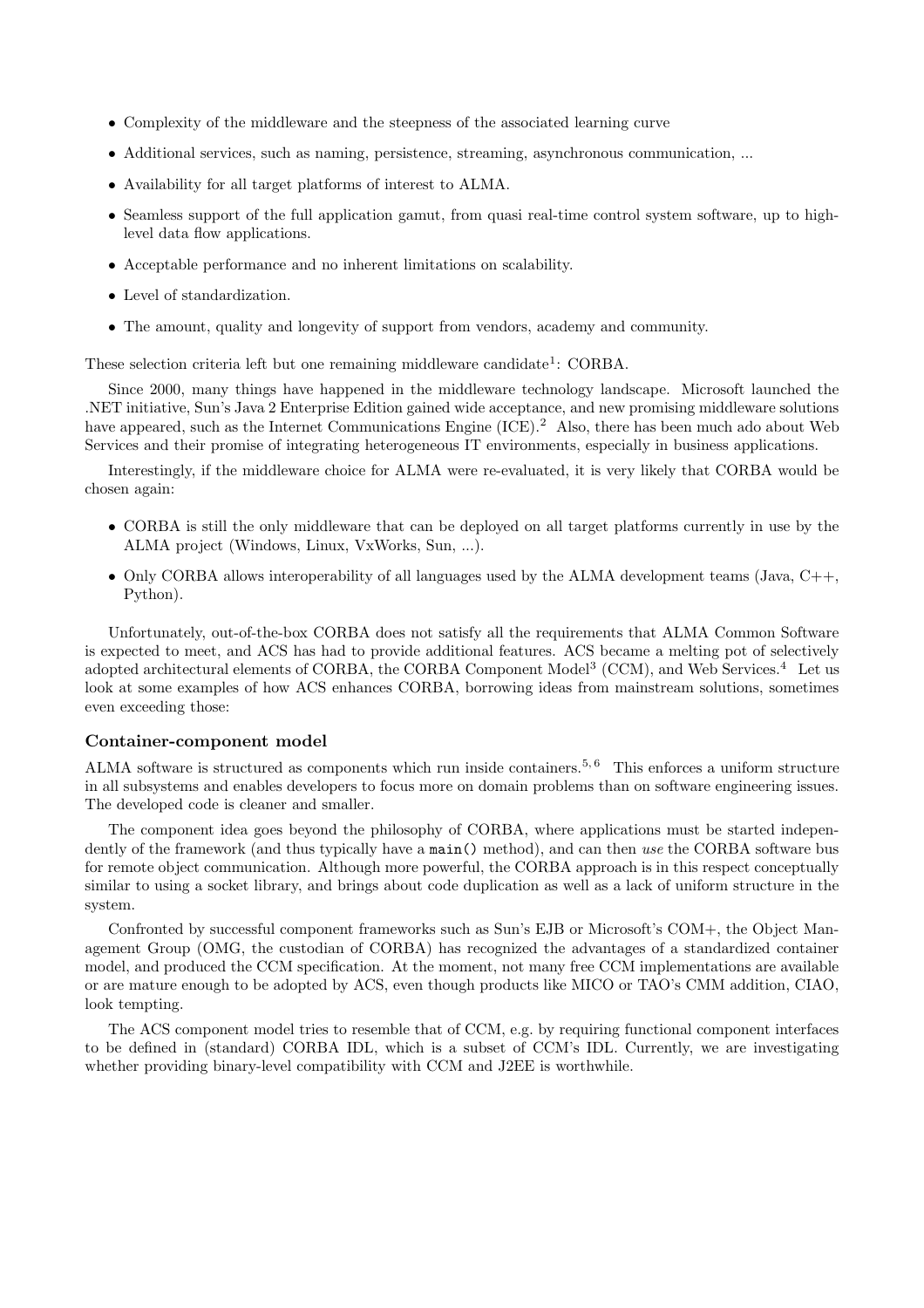- Complexity of the middleware and the steepness of the associated learning curve
- Additional services, such as naming, persistence, streaming, asynchronous communication, ...
- Availability for all target platforms of interest to ALMA.
- Seamless support of the full application gamut, from quasi real-time control system software, up to high-level data flow applications.
- Acceptable performance and no inherent limitations on scalability.
- Level of standardization.
- The amount, quality and longevity of support from vendors, academy and community.

These selection criteria left but one remaining middleware candidate[1]: CORBA.

Since 2000, many things have happened in the middleware technology landscape. Microsoft launched the .NET initiative, Sun's Java 2 Enterprise Edition gained wide acceptance, and new promising middleware solutions have appeared, such as the Internet Communications Engine (ICE).[2] Also, there has been much ado about Web Services and their promise of integrating heterogeneous IT environments, especially in business applications.

Interestingly, if the middleware choice for ALMA were re-evaluated, it is very likely that CORBA would be chosen again:

- CORBA is still the only middleware that can be deployed on all target platforms currently in use by the ALMA project (Windows, Linux, VxWorks, Sun, ...).
- Only CORBA allows interoperability of all languages used by the ALMA development teams (Java, C++, Python).

Unfortunately, out-of-the-box CORBA does not satisfy all the requirements that ALMA Common Software is expected to meet, and ACS has had to provide additional features. ACS became a melting pot of selectively adopted architectural elements of CORBA, the CORBA Component Model[3] (CCM), and Web Services.[4] Let us look at some examples of how ACS enhances CORBA, borrowing ideas from mainstream solutions, sometimes even exceeding those:

### Container-component model

ALMA software is structured as components which run inside containers.[5,6] This enforces a uniform structure in all subsystems and enables developers to focus more on domain problems than on software engineering issues. The developed code is cleaner and smaller.

The component idea goes beyond the philosophy of CORBA, where applications must be started independently of the framework (and thus typically have a `main()` method), and can then *use* the CORBA software bus for remote object communication. Although more powerful, the CORBA approach is in this respect conceptually similar to using a socket library, and brings about code duplication as well as a lack of uniform structure in the system.

Confronted by successful component frameworks such as Sun's EJB or Microsoft's COM+, the Object Management Group (OMG, the custodian of CORBA) has recognized the advantages of a standardized container model, and produced the CCM specification. At the moment, not many free CCM implementations are available or are mature enough to be adopted by ACS, even though products like MICO or TAO's CMM addition, CIAO, look tempting.

The ACS component model tries to resemble that of CCM, e.g. by requiring functional component interfaces to be defined in (standard) CORBA IDL, which is a subset of CCM's IDL. Currently, we are investigating whether providing binary-level compatibility with CCM and J2EE is worthwhile.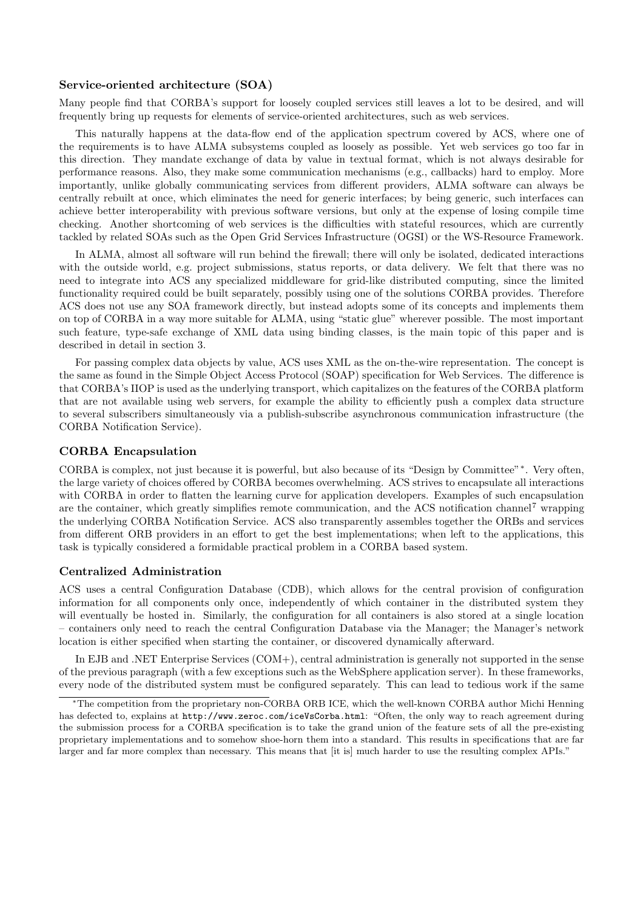### Service-oriented architecture (SOA)

Many people find that CORBA's support for loosely coupled services still leaves a lot to be desired, and will frequently bring up requests for elements of service-oriented architectures, such as web services.

This naturally happens at the data-flow end of the application spectrum covered by ACS, where one of the requirements is to have ALMA subsystems coupled as loosely as possible. Yet web services go too far in this direction. They mandate exchange of data by value in textual format, which is not always desirable for performance reasons. Also, they make some communication mechanisms (e.g., callbacks) hard to employ. More importantly, unlike globally communicating services from different providers, ALMA software can always be centrally rebuilt at once, which eliminates the need for generic interfaces; by being generic, such interfaces can achieve better interoperability with previous software versions, but only at the expense of losing compile time checking. Another shortcoming of web services is the difficulties with stateful resources, which are currently tackled by related SOAs such as the Open Grid Services Infrastructure (OGSI) or the WS-Resource Framework.

In ALMA, almost all software will run behind the firewall; there will only be isolated, dedicated interactions with the outside world, e.g. project submissions, status reports, or data delivery. We felt that there was no need to integrate into ACS any specialized middleware for grid-like distributed computing, since the limited functionality required could be built separately, possibly using one of the solutions CORBA provides. Therefore ACS does not use any SOA framework directly, but instead adopts some of its concepts and implements them on top of CORBA in a way more suitable for ALMA, using "static glue" wherever possible. The most important such feature, type-safe exchange of XML data using binding classes, is the main topic of this paper and is described in detail in section 3.

For passing complex data objects by value, ACS uses XML as the on-the-wire representation. The concept is the same as found in the Simple Object Access Protocol (SOAP) specification for Web Services. The difference is that CORBA's IIOP is used as the underlying transport, which capitalizes on the features of the CORBA platform that are not available using web servers, for example the ability to efficiently push a complex data structure to several subscribers simultaneously via a publish-subscribe asynchronous communication infrastructure (the CORBA Notification Service).

### CORBA Encapsulation

CORBA is complex, not just because it is powerful, but also because of its "Design by Committee"*. Very often, the large variety of choices offered by CORBA becomes overwhelming. ACS strives to encapsulate all interactions with CORBA in order to flatten the learning curve for application developers. Examples of such encapsulation are the container, which greatly simplifies remote communication, and the ACS notification channel[7] wrapping the underlying CORBA Notification Service. ACS also transparently assembles together the ORBs and services from different ORB providers in an effort to get the best implementations; when left to the applications, this task is typically considered a formidable practical problem in a CORBA based system.

### Centralized Administration

ACS uses a central Configuration Database (CDB), which allows for the central provision of configuration information for all components only once, independently of which container in the distributed system they will eventually be hosted in. Similarly, the configuration for all containers is also stored at a single location – containers only need to reach the central Configuration Database via the Manager; the Manager's network location is either specified when starting the container, or discovered dynamically afterward.

In EJB and .NET Enterprise Services (COM+), central administration is generally not supported in the sense of the previous paragraph (with a few exceptions such as the WebSphere application server). In these frameworks, every node of the distributed system must be configured separately. This can lead to tedious work if the same

---

*The competition from the proprietary non-CORBA ORB ICE, which the well-known CORBA author Michi Henning has defected to, explains at `http://www.zeroc.com/iceVsCorba.html`: "Often, the only way to reach agreement during the submission process for a CORBA specification is to take the grand union of the feature sets of all the pre-existing proprietary implementations and to somehow shoe-horn them into a standard. This results in specifications that are far larger and far more complex than necessary. This means that [it is] much harder to use the resulting complex APIs."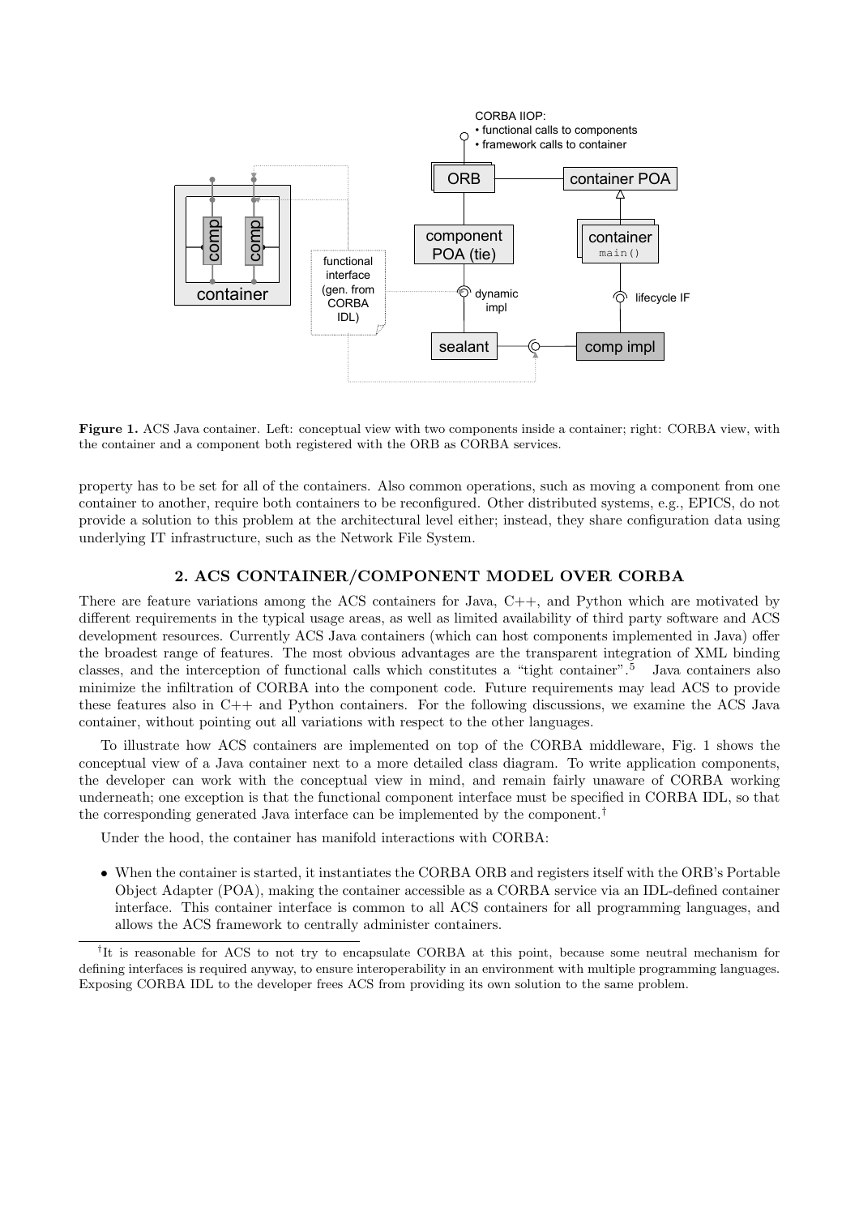**Figure 1.** ACS Java container. Left: conceptual view with two components inside a container; right: CORBA view, with the container and a component both registered with the ORB as CORBA services.

property has to be set for all of the containers. Also common operations, such as moving a component from one container to another, require both containers to be reconfigured. Other distributed systems, e.g., EPICS, do not provide a solution to this problem at the architectural level either; instead, they share configuration data using underlying IT infrastructure, such as the Network File System.

## 2. ACS CONTAINER/COMPONENT MODEL OVER CORBA

There are feature variations among the ACS containers for Java, C++, and Python which are motivated by different requirements in the typical usage areas, as well as limited availability of third party software and ACS development resources. Currently ACS Java containers (which can host components implemented in Java) offer the broadest range of features. The most obvious advantages are the transparent integration of XML binding classes, and the interception of functional calls which constitutes a "tight container".[5] Java containers also minimize the infiltration of CORBA into the component code. Future requirements may lead ACS to provide these features also in C++ and Python containers. For the following discussions, we examine the ACS Java container, without pointing out all variations with respect to the other languages.

To illustrate how ACS containers are implemented on top of the CORBA middleware, Fig. 1 shows the conceptual view of a Java container next to a more detailed class diagram. To write application components, the developer can work with the conceptual view in mind, and remain fairly unaware of CORBA working underneath; one exception is that the functional component interface must be specified in CORBA IDL, so that the corresponding generated Java interface can be implemented by the component.[†]

Under the hood, the container has manifold interactions with CORBA:

- When the container is started, it instantiates the CORBA ORB and registers itself with the ORB's Portable Object Adapter (POA), making the container accessible as a CORBA service via an IDL-defined container interface. This container interface is common to all ACS containers for all programming languages, and allows the ACS framework to centrally administer containers.

[†]It is reasonable for ACS to not try to encapsulate CORBA at this point, because some neutral mechanism for defining interfaces is required anyway, to ensure interoperability in an environment with multiple programming languages. Exposing CORBA IDL to the developer frees ACS from providing its own solution to the same problem.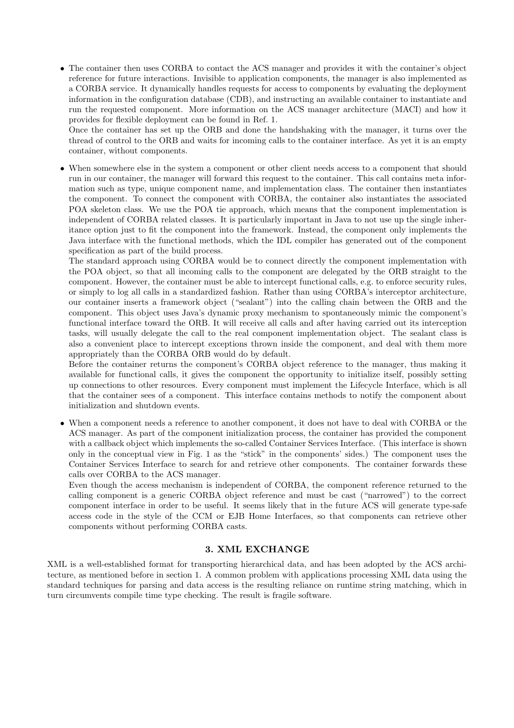- The container then uses CORBA to contact the ACS manager and provides it with the container's object reference for future interactions. Invisible to application components, the manager is also implemented as a CORBA service. It dynamically handles requests for access to components by evaluating the deployment information in the configuration database (CDB), and instructing an available container to instantiate and run the requested component. More information on the ACS manager architecture (MACI) and how it provides for flexible deployment can be found in Ref. 1.

  Once the container has set up the ORB and done the handshaking with the manager, it turns over the thread of control to the ORB and waits for incoming calls to the container interface. As yet it is an empty container, without components.

- When somewhere else in the system a component or other client needs access to a component that should run in our container, the manager will forward this request to the container. This call contains meta information such as type, unique component name, and implementation class. The container then instantiates the component. To connect the component with CORBA, the container also instantiates the associated POA skeleton class. We use the POA tie approach, which means that the component implementation is independent of CORBA related classes. It is particularly important in Java to not use up the single inheritance option just to fit the component into the framework. Instead, the component only implements the Java interface with the functional methods, which the IDL compiler has generated out of the component specification as part of the build process.

  The standard approach using CORBA would be to connect directly the component implementation with the POA object, so that all incoming calls to the component are delegated by the ORB straight to the component. However, the container must be able to intercept functional calls, e.g. to enforce security rules, or simply to log all calls in a standardized fashion. Rather than using CORBA's interceptor architecture, our container inserts a framework object ("sealant") into the calling chain between the ORB and the component. This object uses Java's dynamic proxy mechanism to spontaneously mimic the component's functional interface toward the ORB. It will receive all calls and after having carried out its interception tasks, will usually delegate the call to the real component implementation object. The sealant class is also a convenient place to intercept exceptions thrown inside the component, and deal with them more appropriately than the CORBA ORB would do by default.

  Before the container returns the component's CORBA object reference to the manager, thus making it available for functional calls, it gives the component the opportunity to initialize itself, possibly setting up connections to other resources. Every component must implement the Lifecycle Interface, which is all that the container sees of a component. This interface contains methods to notify the component about initialization and shutdown events.

- When a component needs a reference to another component, it does not have to deal with CORBA or the ACS manager. As part of the component initialization process, the container has provided the component with a callback object which implements the so-called Container Services Interface. (This interface is shown only in the conceptual view in Fig. 1 as the "stick" in the components' sides.) The component uses the Container Services Interface to search for and retrieve other components. The container forwards these calls over CORBA to the ACS manager.

  Even though the access mechanism is independent of CORBA, the component reference returned to the calling component is a generic CORBA object reference and must be cast ("narrowed") to the correct component interface in order to be useful. It seems likely that in the future ACS will generate type-safe access code in the style of the CCM or EJB Home Interfaces, so that components can retrieve other components without performing CORBA casts.

## 3. XML EXCHANGE

XML is a well-established format for transporting hierarchical data, and has been adopted by the ACS architecture, as mentioned before in section 1. A common problem with applications processing XML data using the standard techniques for parsing and data access is the resulting reliance on runtime string matching, which in turn circumvents compile time type checking. The result is fragile software.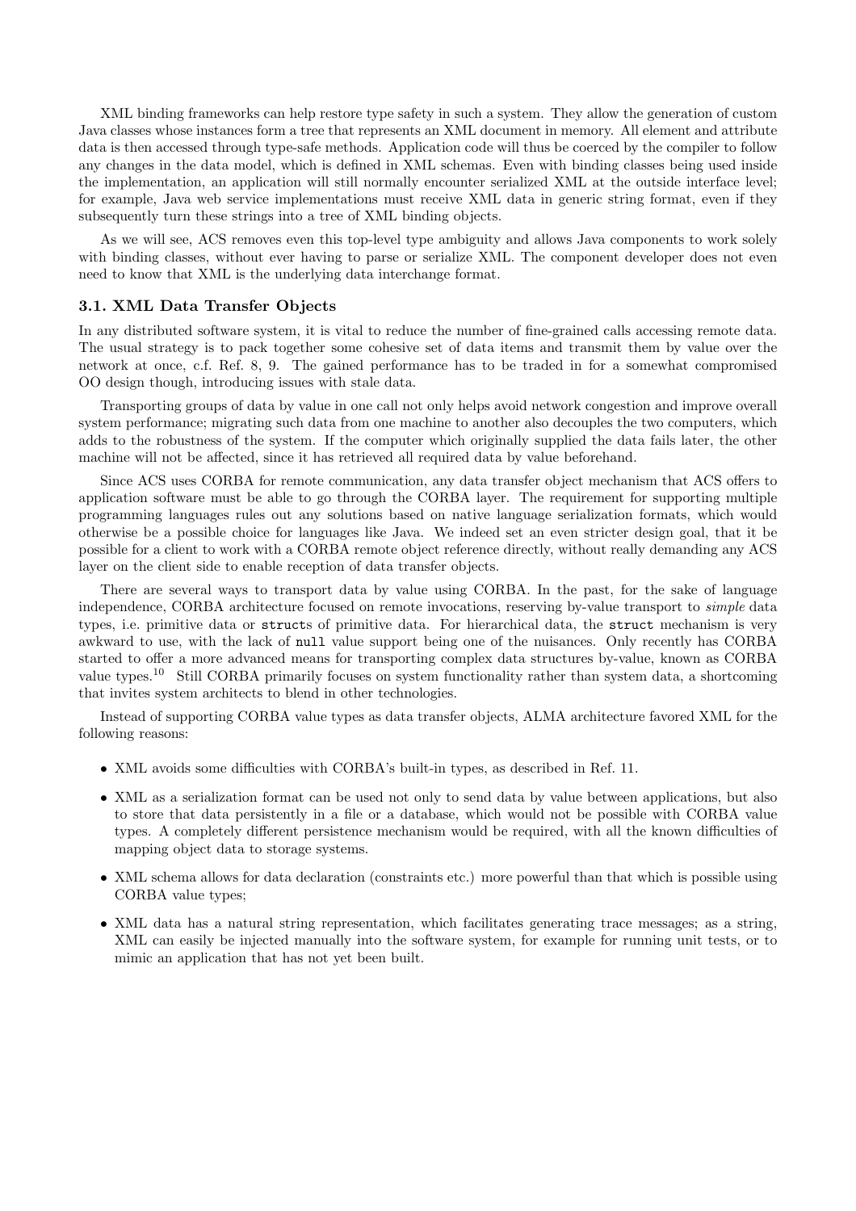XML binding frameworks can help restore type safety in such a system. They allow the generation of custom Java classes whose instances form a tree that represents an XML document in memory. All element and attribute data is then accessed through type-safe methods. Application code will thus be coerced by the compiler to follow any changes in the data model, which is defined in XML schemas. Even with binding classes being used inside the implementation, an application will still normally encounter serialized XML at the outside interface level; for example, Java web service implementations must receive XML data in generic string format, even if they subsequently turn these strings into a tree of XML binding objects.

As we will see, ACS removes even this top-level type ambiguity and allows Java components to work solely with binding classes, without ever having to parse or serialize XML. The component developer does not even need to know that XML is the underlying data interchange format.

### 3.1. XML Data Transfer Objects

In any distributed software system, it is vital to reduce the number of fine-grained calls accessing remote data. The usual strategy is to pack together some cohesive set of data items and transmit them by value over the network at once, c.f. Ref. 8, 9. The gained performance has to be traded in for a somewhat compromised OO design though, introducing issues with stale data.

Transporting groups of data by value in one call not only helps avoid network congestion and improve overall system performance; migrating such data from one machine to another also decouples the two computers, which adds to the robustness of the system. If the computer which originally supplied the data fails later, the other machine will not be affected, since it has retrieved all required data by value beforehand.

Since ACS uses CORBA for remote communication, any data transfer object mechanism that ACS offers to application software must be able to go through the CORBA layer. The requirement for supporting multiple programming languages rules out any solutions based on native language serialization formats, which would otherwise be a possible choice for languages like Java. We indeed set an even stricter design goal, that it be possible for a client to work with a CORBA remote object reference directly, without really demanding any ACS layer on the client side to enable reception of data transfer objects.

There are several ways to transport data by value using CORBA. In the past, for the sake of language independence, CORBA architecture focused on remote invocations, reserving by-value transport to *simple* data types, i.e. primitive data or `struct`s of primitive data. For hierarchical data, the `struct` mechanism is very awkward to use, with the lack of `null` value support being one of the nuisances. Only recently has CORBA started to offer a more advanced means for transporting complex data structures by-value, known as CORBA value types.[10] Still CORBA primarily focuses on system functionality rather than system data, a shortcoming that invites system architects to blend in other technologies.

Instead of supporting CORBA value types as data transfer objects, ALMA architecture favored XML for the following reasons:

- XML avoids some difficulties with CORBA's built-in types, as described in Ref. 11.
- XML as a serialization format can be used not only to send data by value between applications, but also to store that data persistently in a file or a database, which would not be possible with CORBA value types. A completely different persistence mechanism would be required, with all the known difficulties of mapping object data to storage systems.
- XML schema allows for data declaration (constraints etc.) more powerful than that which is possible using CORBA value types;
- XML data has a natural string representation, which facilitates generating trace messages; as a string, XML can easily be injected manually into the software system, for example for running unit tests, or to mimic an application that has not yet been built.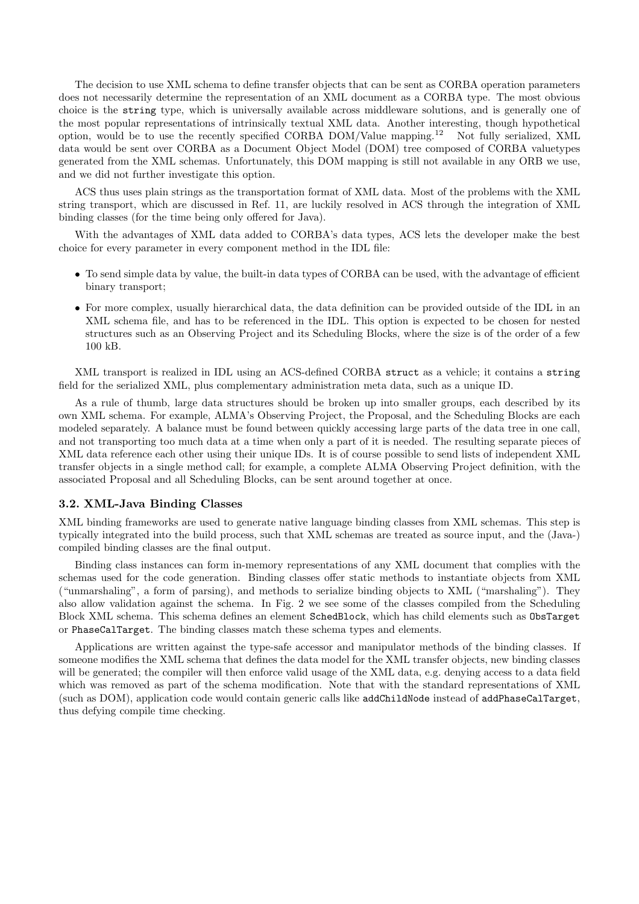The decision to use XML schema to define transfer objects that can be sent as CORBA operation parameters does not necessarily determine the representation of an XML document as a CORBA type. The most obvious choice is the `string` type, which is universally available across middleware solutions, and is generally one of the most popular representations of intrinsically textual XML data. Another interesting, though hypothetical option, would be to use the recently specified CORBA DOM/Value mapping.[12] Not fully serialized, XML data would be sent over CORBA as a Document Object Model (DOM) tree composed of CORBA valuetypes generated from the XML schemas. Unfortunately, this DOM mapping is still not available in any ORB we use, and we did not further investigate this option.

ACS thus uses plain strings as the transportation format of XML data. Most of the problems with the XML string transport, which are discussed in Ref. 11, are luckily resolved in ACS through the integration of XML binding classes (for the time being only offered for Java).

With the advantages of XML data added to CORBA's data types, ACS lets the developer make the best choice for every parameter in every component method in the IDL file:

- To send simple data by value, the built-in data types of CORBA can be used, with the advantage of efficient binary transport;
- For more complex, usually hierarchical data, the data definition can be provided outside of the IDL in an XML schema file, and has to be referenced in the IDL. This option is expected to be chosen for nested structures such as an Observing Project and its Scheduling Blocks, where the size is of the order of a few 100 kB.

XML transport is realized in IDL using an ACS-defined CORBA `struct` as a vehicle; it contains a `string` field for the serialized XML, plus complementary administration meta data, such as a unique ID.

As a rule of thumb, large data structures should be broken up into smaller groups, each described by its own XML schema. For example, ALMA's Observing Project, the Proposal, and the Scheduling Blocks are each modeled separately. A balance must be found between quickly accessing large parts of the data tree in one call, and not transporting too much data at a time when only a part of it is needed. The resulting separate pieces of XML data reference each other using their unique IDs. It is of course possible to send lists of independent XML transfer objects in a single method call; for example, a complete ALMA Observing Project definition, with the associated Proposal and all Scheduling Blocks, can be sent around together at once.

### 3.2. XML-Java Binding Classes

XML binding frameworks are used to generate native language binding classes from XML schemas. This step is typically integrated into the build process, such that XML schemas are treated as source input, and the (Java-) compiled binding classes are the final output.

Binding class instances can form in-memory representations of any XML document that complies with the schemas used for the code generation. Binding classes offer static methods to instantiate objects from XML ("unmarshaling", a form of parsing), and methods to serialize binding objects to XML ("marshaling"). They also allow validation against the schema. In Fig. 2 we see some of the classes compiled from the Scheduling Block XML schema. This schema defines an element `SchedBlock`, which has child elements such as `ObsTarget` or `PhaseCalTarget`. The binding classes match these schema types and elements.

Applications are written against the type-safe accessor and manipulator methods of the binding classes. If someone modifies the XML schema that defines the data model for the XML transfer objects, new binding classes will be generated; the compiler will then enforce valid usage of the XML data, e.g. denying access to a data field which was removed as part of the schema modification. Note that with the standard representations of XML (such as DOM), application code would contain generic calls like `addChildNode` instead of `addPhaseCalTarget`, thus defying compile time checking.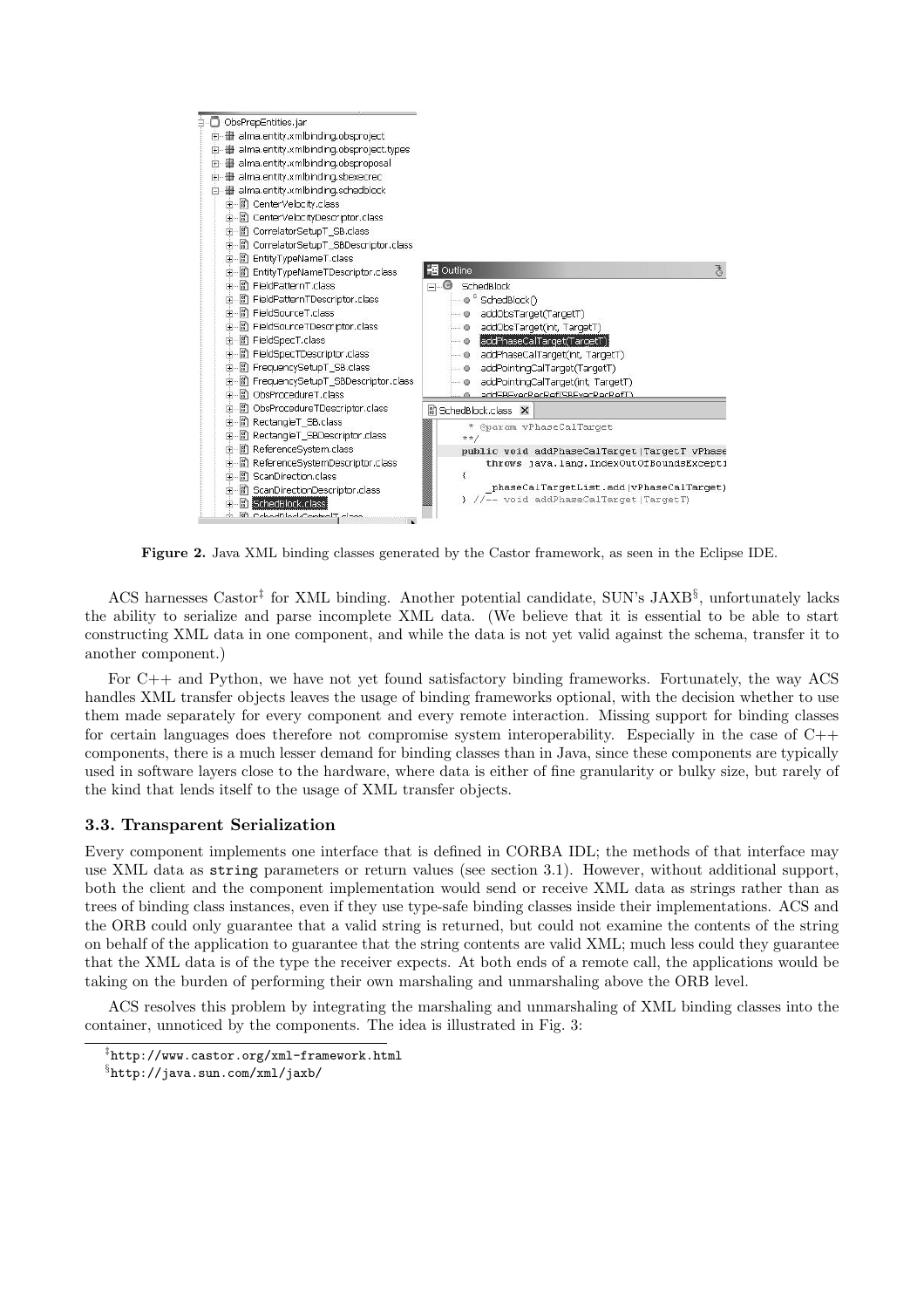**Figure 2.** Java XML binding classes generated by the Castor framework, as seen in the Eclipse IDE.

ACS harnesses Castor[‡] for XML binding. Another potential candidate, SUN's JAXB[§], unfortunately lacks the ability to serialize and parse incomplete XML data. (We believe that it is essential to be able to start constructing XML data in one component, and while the data is not yet valid against the schema, transfer it to another component.)

For C++ and Python, we have not yet found satisfactory binding frameworks. Fortunately, the way ACS handles XML transfer objects leaves the usage of binding frameworks optional, with the decision whether to use them made separately for every component and every remote interaction. Missing support for binding classes for certain languages does therefore not compromise system interoperability. Especially in the case of C++ components, there is a much lesser demand for binding classes than in Java, since these components are typically used in software layers close to the hardware, where data is either of fine granularity or bulky size, but rarely of the kind that lends itself to the usage of XML transfer objects.

### 3.3. Transparent Serialization

Every component implements one interface that is defined in CORBA IDL; the methods of that interface may use XML data as `string` parameters or return values (see section 3.1). However, without additional support, both the client and the component implementation would send or receive XML data as strings rather than as trees of binding class instances, even if they use type-safe binding classes inside their implementations. ACS and the ORB could only guarantee that a valid string is returned, but could not examine the contents of the string on behalf of the application to guarantee that the string contents are valid XML; much less could they guarantee that the XML data is of the type the receiver expects. At both ends of a remote call, the applications would be taking on the burden of performing their own marshaling and unmarshaling above the ORB level.

ACS resolves this problem by integrating the marshaling and unmarshaling of XML binding classes into the container, unnoticed by the components. The idea is illustrated in Fig. 3:

[‡] `http://www.castor.org/xml-framework.html`

[§] `http://java.sun.com/xml/jaxb/`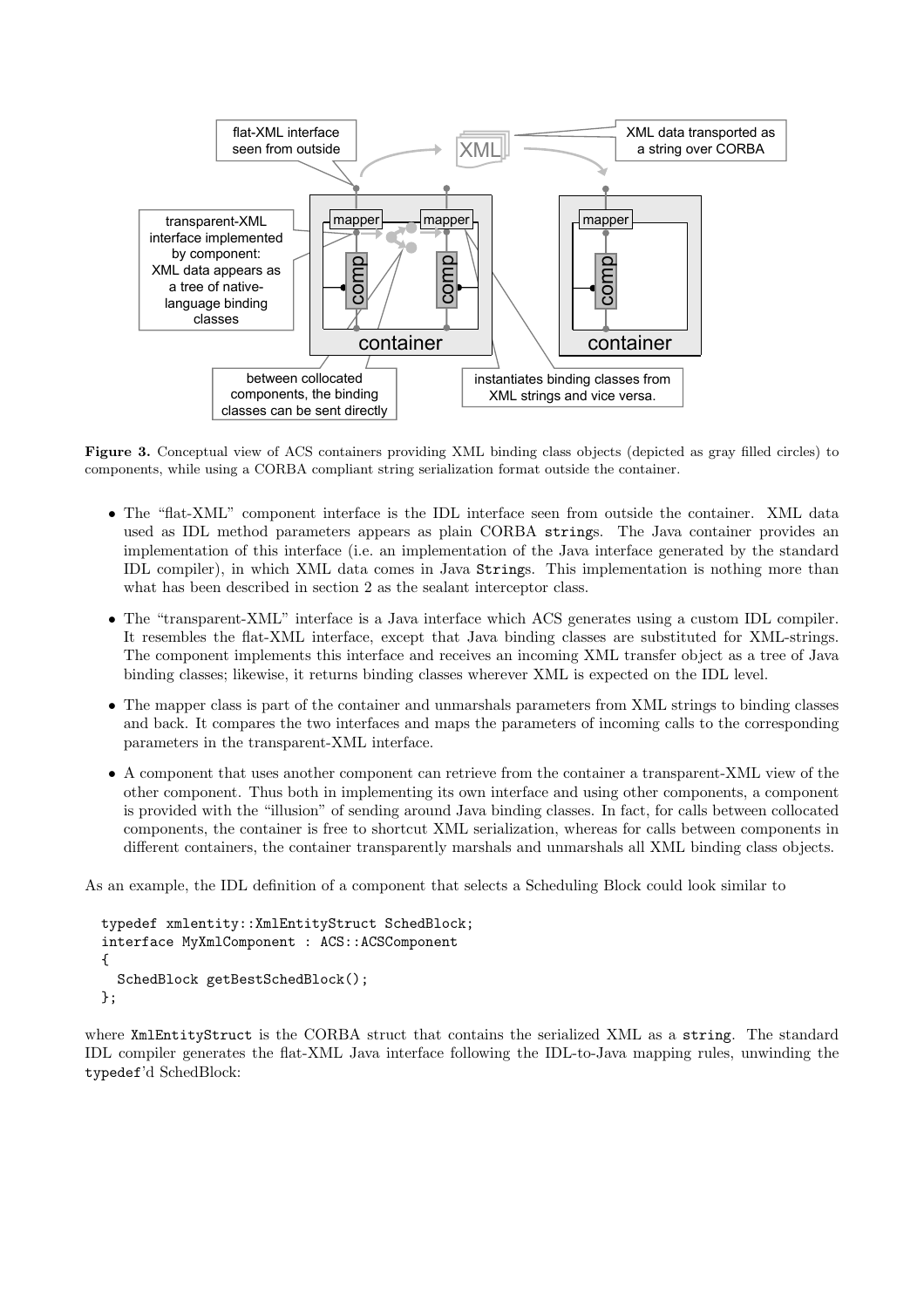**Figure 3.** Conceptual view of ACS containers providing XML binding class objects (depicted as gray filled circles) to components, while using a CORBA compliant string serialization format outside the container.

- The "flat-XML" component interface is the IDL interface seen from outside the container. XML data used as IDL method parameters appears as plain CORBA `string`s. The Java container provides an implementation of this interface (i.e. an implementation of the Java interface generated by the standard IDL compiler), in which XML data comes in Java `String`s. This implementation is nothing more than what has been described in section 2 as the sealant interceptor class.
- The "transparent-XML" interface is a Java interface which ACS generates using a custom IDL compiler. It resembles the flat-XML interface, except that Java binding classes are substituted for XML-strings. The component implements this interface and receives an incoming XML transfer object as a tree of Java binding classes; likewise, it returns binding classes wherever XML is expected on the IDL level.
- The mapper class is part of the container and unmarshals parameters from XML strings to binding classes and back. It compares the two interfaces and maps the parameters of incoming calls to the corresponding parameters in the transparent-XML interface.
- A component that uses another component can retrieve from the container a transparent-XML view of the other component. Thus both in implementing its own interface and using other components, a component is provided with the "illusion" of sending around Java binding classes. In fact, for calls between collocated components, the container is free to shortcut XML serialization, whereas for calls between components in different containers, the container transparently marshals and unmarshals all XML binding class objects.

As an example, the IDL definition of a component that selects a Scheduling Block could look similar to

```
typedef xmlentity::XmlEntityStruct SchedBlock;
interface MyXmlComponent : ACS::ACSComponent
{
  SchedBlock getBestSchedBlock();
};
```

where `XmlEntityStruct` is the CORBA struct that contains the serialized XML as a `string`. The standard IDL compiler generates the flat-XML Java interface following the IDL-to-Java mapping rules, unwinding the `typedef`'d SchedBlock: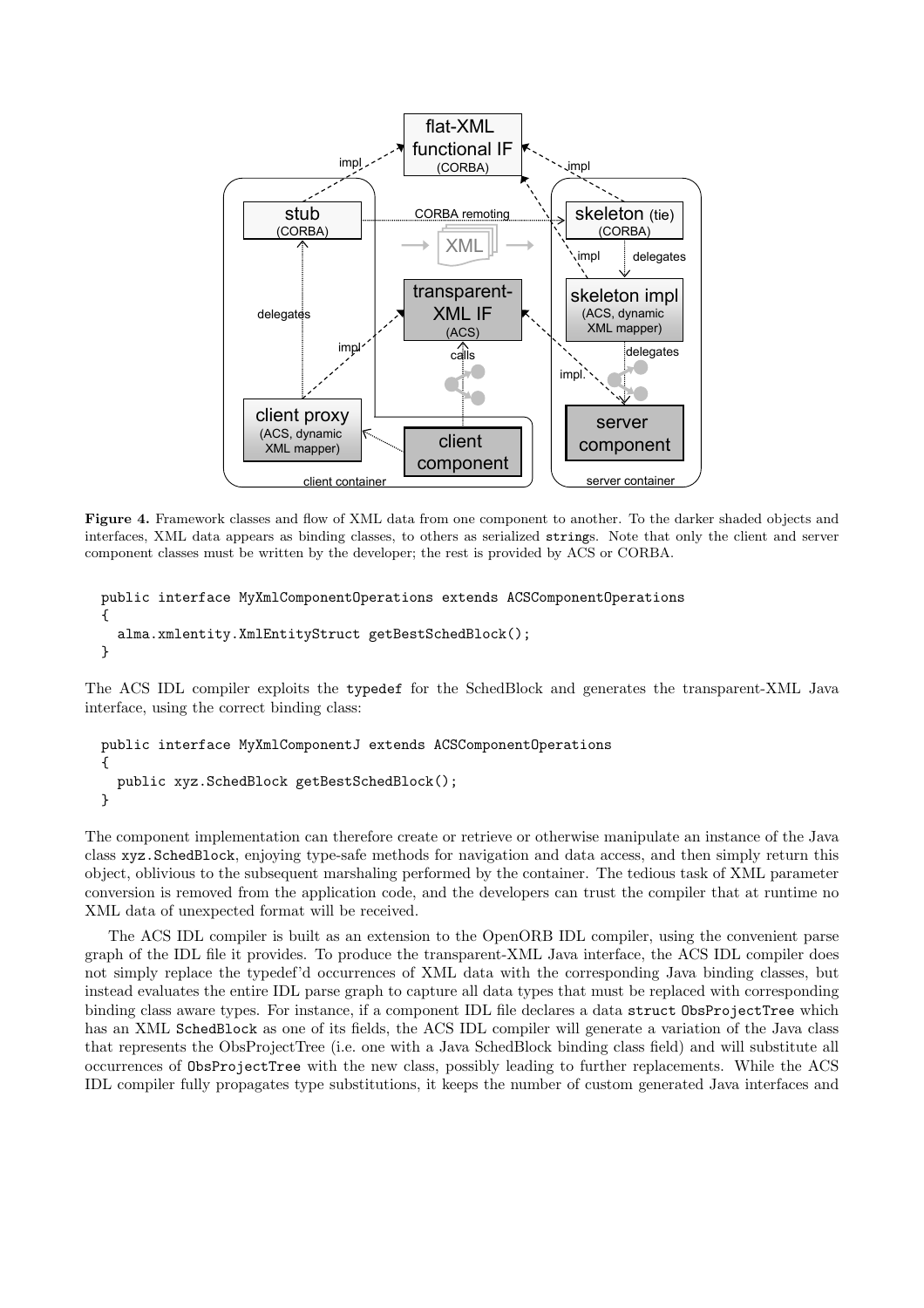**Figure 4.** Framework classes and flow of XML data from one component to another. To the darker shaded objects and interfaces, XML data appears as binding classes, to others as serialized `string`s. Note that only the client and server component classes must be written by the developer; the rest is provided by ACS or CORBA.

```
public interface MyXmlComponentOperations extends ACSComponentOperations
{
  alma.xmlentity.XmlEntityStruct getBestSchedBlock();
}
```

The ACS IDL compiler exploits the `typedef` for the SchedBlock and generates the transparent-XML Java interface, using the correct binding class:

```
public interface MyXmlComponentJ extends ACSComponentOperations
{
  public xyz.SchedBlock getBestSchedBlock();
}
```

The component implementation can therefore create or retrieve or otherwise manipulate an instance of the Java class `xyz.SchedBlock`, enjoying type-safe methods for navigation and data access, and then simply return this object, oblivious to the subsequent marshaling performed by the container. The tedious task of XML parameter conversion is removed from the application code, and the developers can trust the compiler that at runtime no XML data of unexpected format will be received.

The ACS IDL compiler is built as an extension to the OpenORB IDL compiler, using the convenient parse graph of the IDL file it provides. To produce the transparent-XML Java interface, the ACS IDL compiler does not simply replace the typedef'd occurrences of XML data with the corresponding Java binding classes, but instead evaluates the entire IDL parse graph to capture all data types that must be replaced with corresponding binding class aware types. For instance, if a component IDL file declares a data `struct ObsProjectTree` which has an XML `SchedBlock` as one of its fields, the ACS IDL compiler will generate a variation of the Java class that represents the ObsProjectTree (i.e. one with a Java SchedBlock binding class field) and will substitute all occurrences of `ObsProjectTree` with the new class, possibly leading to further replacements. While the ACS IDL compiler fully propagates type substitutions, it keeps the number of custom generated Java interfaces and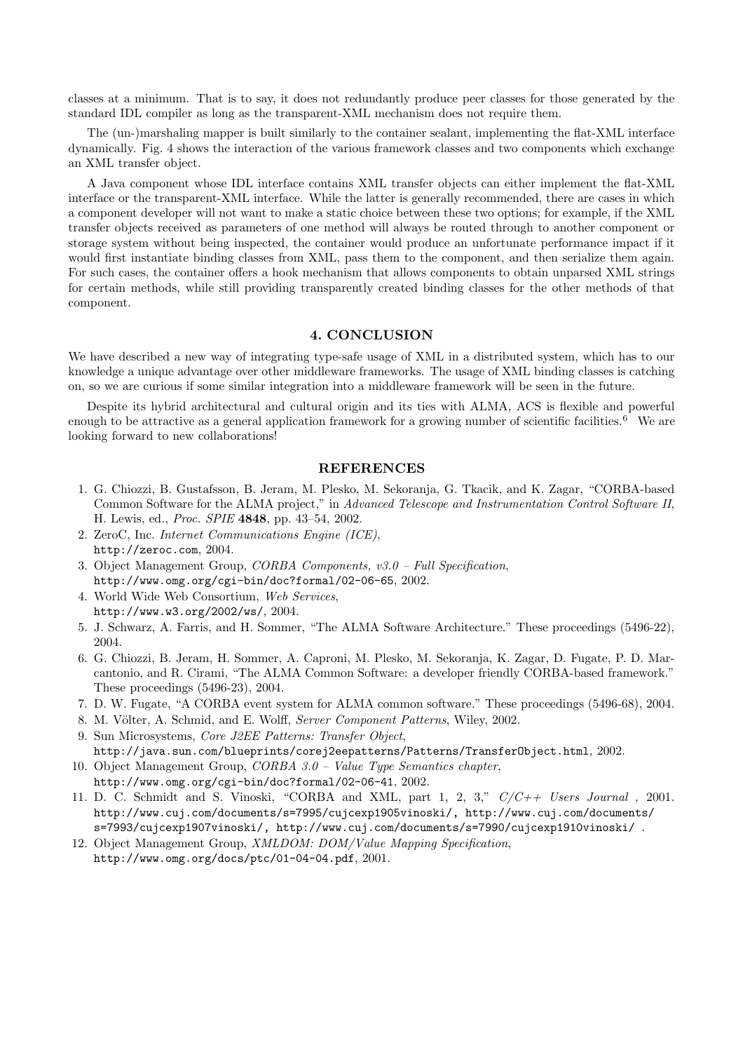classes at a minimum. That is to say, it does not redundantly produce peer classes for those generated by the standard IDL compiler as long as the transparent-XML mechanism does not require them.

The (un-)marshaling mapper is built similarly to the container sealant, implementing the flat-XML interface dynamically. Fig. 4 shows the interaction of the various framework classes and two components which exchange an XML transfer object.

A Java component whose IDL interface contains XML transfer objects can either implement the flat-XML interface or the transparent-XML interface. While the latter is generally recommended, there are cases in which a component developer will not want to make a static choice between these two options; for example, if the XML transfer objects received as parameters of one method will always be routed through to another component or storage system without being inspected, the container would produce an unfortunate performance impact if it would first instantiate binding classes from XML, pass them to the component, and then serialize them again. For such cases, the container offers a hook mechanism that allows components to obtain unparsed XML strings for certain methods, while still providing transparently created binding classes for the other methods of that component.

## 4. CONCLUSION

We have described a new way of integrating type-safe usage of XML in a distributed system, which has to our knowledge a unique advantage over other middleware frameworks. The usage of XML binding classes is catching on, so we are curious if some similar integration into a middleware framework will be seen in the future.

Despite its hybrid architectural and cultural origin and its ties with ALMA, ACS is flexible and powerful enough to be attractive as a general application framework for a growing number of scientific facilities.[6] We are looking forward to new collaborations!

## REFERENCES

1. G. Chiozzi, B. Gustafsson, B. Jeram, M. Plesko, M. Sekoranja, G. Tkacik, and K. Zagar, "CORBA-based Common Software for the ALMA project," in *Advanced Telescope and Instrumentation Control Software II*, H. Lewis, ed., *Proc. SPIE* **4848**, pp. 43–54, 2002.
2. ZeroC, Inc. *Internet Communications Engine (ICE)*, `http://zeroc.com`, 2004.
3. Object Management Group, *CORBA Components, v3.0 – Full Specification*, `http://www.omg.org/cgi-bin/doc?formal/02-06-65`, 2002.
4. World Wide Web Consortium, *Web Services*, `http://www.w3.org/2002/ws/`, 2004.
5. J. Schwarz, A. Farris, and H. Sommer, "The ALMA Software Architecture." These proceedings (5496-22), 2004.
6. G. Chiozzi, B. Jeram, H. Sommer, A. Caproni, M. Plesko, M. Sekoranja, K. Zagar, D. Fugate, P. D. Marcantonio, and R. Cirami, "The ALMA Common Software: a developer friendly CORBA-based framework." These proceedings (5496-23), 2004.
7. D. W. Fugate, "A CORBA event system for ALMA common software." These proceedings (5496-68), 2004.
8. M. Völter, A. Schmid, and E. Wolff, *Server Component Patterns*, Wiley, 2002.
9. Sun Microsystems, *Core J2EE Patterns: Transfer Object*, `http://java.sun.com/blueprints/corej2eepatterns/Patterns/TransferObject.html`, 2002.
10. Object Management Group, *CORBA 3.0 – Value Type Semantics chapter*, `http://www.omg.org/cgi-bin/doc?formal/02-06-41`, 2002.
11. D. C. Schmidt and S. Vinoski, "CORBA and XML, part 1, 2, 3," *C/C++ Users Journal* , 2001. `http://www.cuj.com/documents/s=7995/cujcexp1905vinoski/, http://www.cuj.com/documents/s=7993/cujcexp1907vinoski/, http://www.cuj.com/documents/s=7990/cujcexp1910vinoski/` .
12. Object Management Group, *XMLDOM: DOM/Value Mapping Specification*, `http://www.omg.org/docs/ptc/01-04-04.pdf`, 2001.